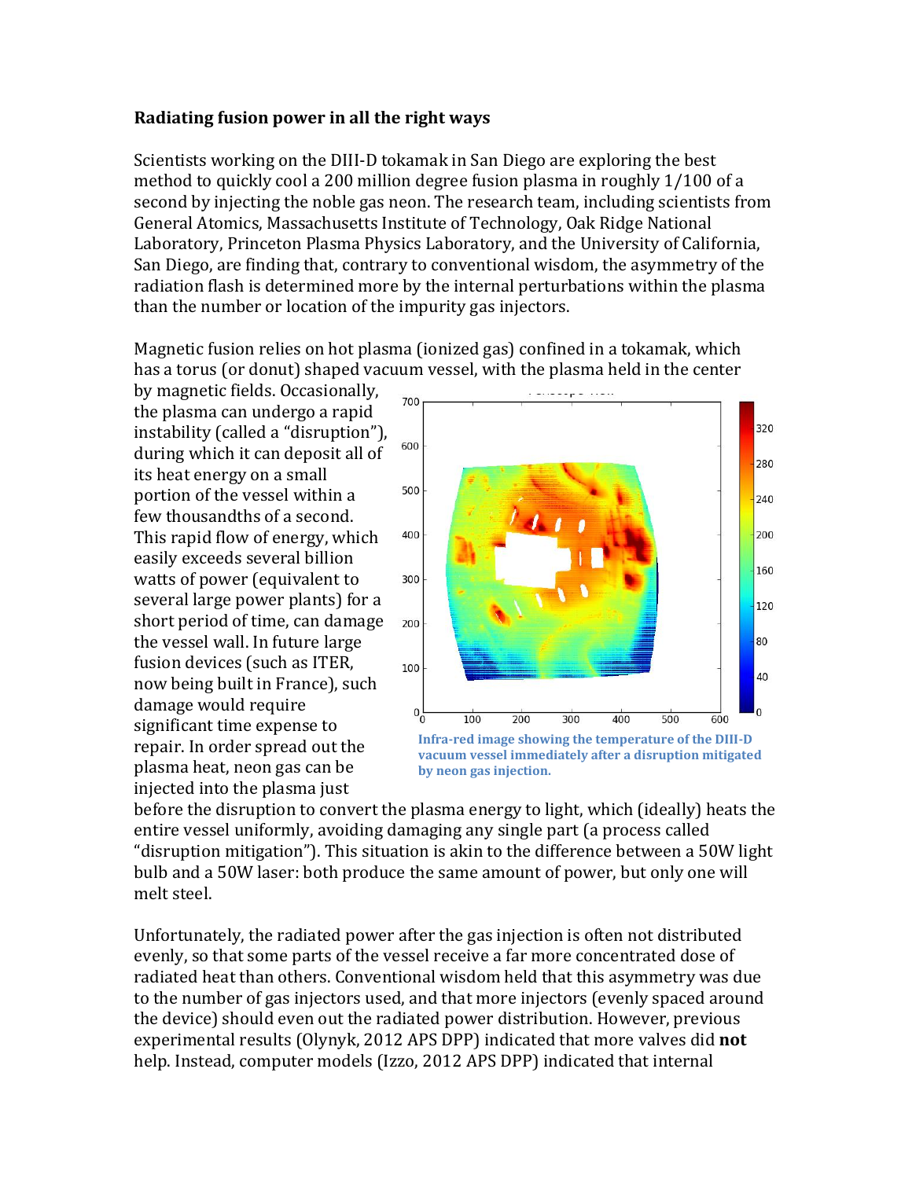**Radiating fusion power in all the right ways**

Scientists working on the DIII-D tokamak in San Diego are exploring the best method to quickly cool a 200 million degree fusion plasma in roughly 1/100 of a second by injecting the noble gas neon. The research team, including scientists from General Atomics, Massachusetts Institute of Technology, Oak Ridge National Laboratory, Princeton Plasma Physics Laboratory, and the University of California, San Diego, are finding that, contrary to conventional wisdom, the asymmetry of the radiation flash is determined more by the internal perturbations within the plasma than the number or location of the impurity gas injectors.

Magnetic fusion relies on hot plasma (ionized gas) confined in a tokamak, which has a torus (or donut) shaped vacuum vessel, with the plasma held in the center by magnetic fields. Occasionally, the plasma can undergo a rapid instability (called a "disruption"), during which it can deposit all of its heat energy on a small portion of the vessel within a few thousandths of a second. This rapid flow of energy, which easily exceeds several billion watts of power (equivalent to several large power plants) for a short period of time, can damage the vessel wall. In future large fusion devices (such as ITER, now being built in France), such damage would require significant time expense to repair. In order spread out the plasma heat, neon gas can be injected into the plasma just before the disruption to convert the plasma energy to light, which (ideally) heats the entire vessel uniformly, avoiding damaging any single part (a process called "disruption mitigation"). This situation is akin to the difference between a 50W light bulb and a 50W laser: both produce the same amount of power, but only one will melt steel.

Infra-red image showing the temperature of the DIII-D vacuum vessel immediately after a disruption mitigated by neon gas injection.

Unfortunately, the radiated power after the gas injection is often not distributed evenly, so that some parts of the vessel receive a far more concentrated dose of radiated heat than others. Conventional wisdom held that this asymmetry was due to the number of gas injectors used, and that more injectors (evenly spaced around the device) should even out the radiated power distribution. However, previous experimental results (Olynyk, 2012 APS DPP) indicated that more valves did **not** help. Instead, computer models (Izzo, 2012 APS DPP) indicated that internal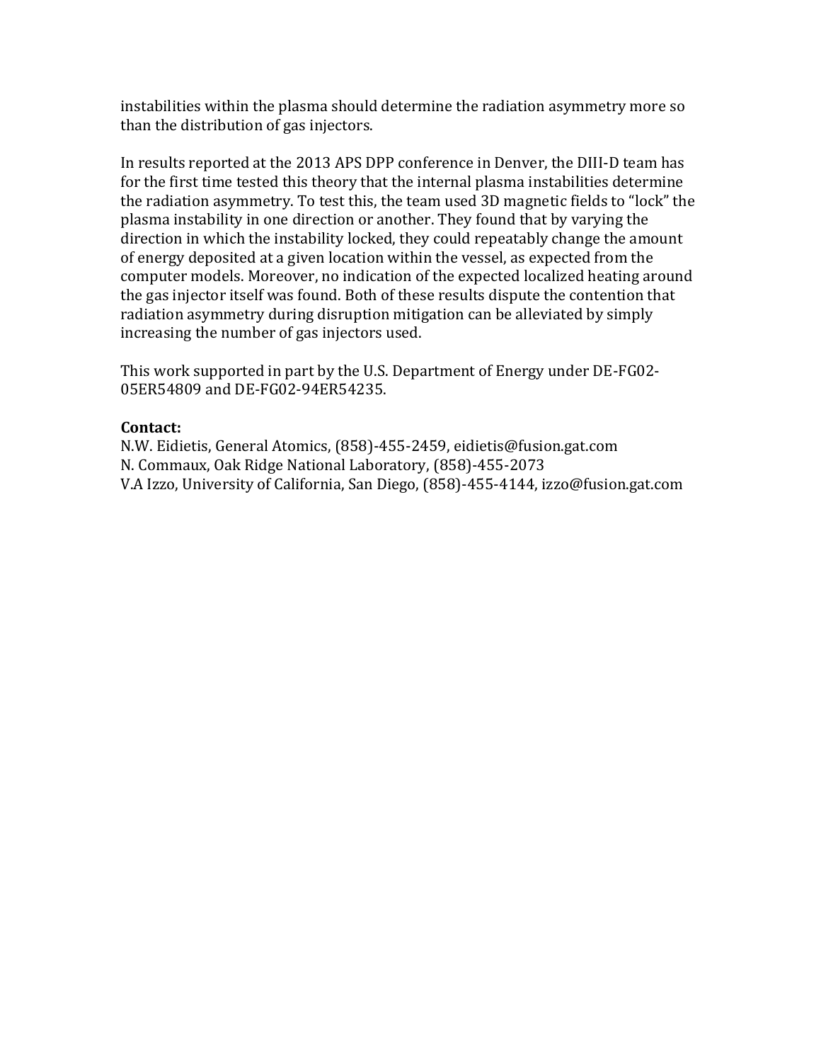instabilities within the plasma should determine the radiation asymmetry more so than the distribution of gas injectors.

In results reported at the 2013 APS DPP conference in Denver, the DIII-D team has for the first time tested this theory that the internal plasma instabilities determine the radiation asymmetry. To test this, the team used 3D magnetic fields to "lock" the plasma instability in one direction or another. They found that by varying the direction in which the instability locked, they could repeatably change the amount of energy deposited at a given location within the vessel, as expected from the computer models. Moreover, no indication of the expected localized heating around the gas injector itself was found. Both of these results dispute the contention that radiation asymmetry during disruption mitigation can be alleviated by simply increasing the number of gas injectors used.

This work supported in part by the U.S. Department of Energy under DE-FG02-05ER54809 and DE-FG02-94ER54235.

**Contact:**
N.W. Eidietis, General Atomics, (858)-455-2459, eidietis@fusion.gat.com
N. Commaux, Oak Ridge National Laboratory, (858)-455-2073
V.A Izzo, University of California, San Diego, (858)-455-4144, izzo@fusion.gat.com